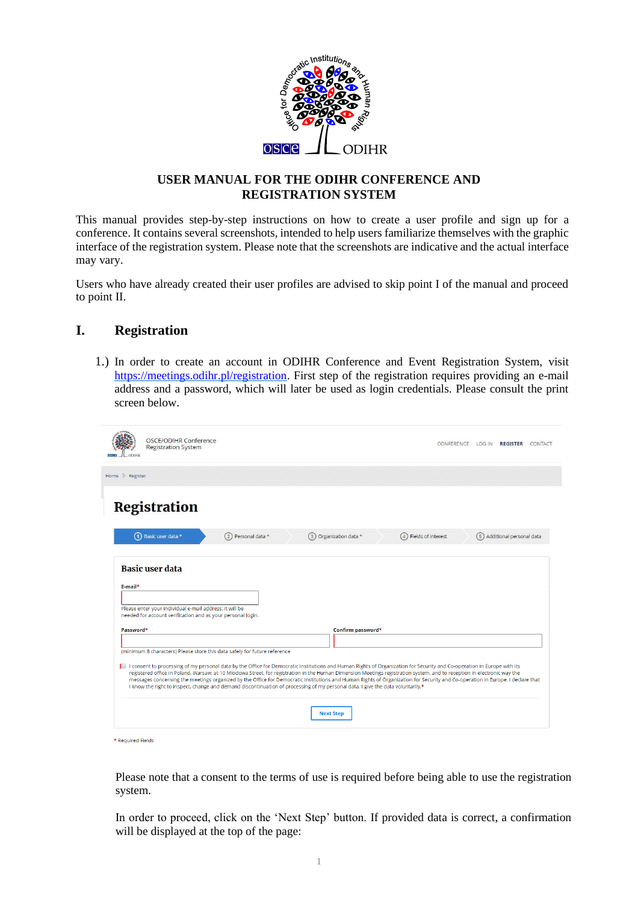# USER MANUAL FOR THE ODIHR CONFERENCE AND REGISTRATION SYSTEM

This manual provides step-by-step instructions on how to create a user profile and sign up for a conference. It contains several screenshots, intended to help users familiarize themselves with the graphic interface of the registration system. Please note that the screenshots are indicative and the actual interface may vary.

Users who have already created their user profiles are advised to skip point I of the manual and proceed to point II.

## I. Registration

1.) In order to create an account in ODIHR Conference and Event Registration System, visit https://meetings.odihr.pl/registration. First step of the registration requires providing an e-mail address and a password, which will later be used as login credentials. Please consult the print screen below.

Please note that a consent to the terms of use is required before being able to use the registration system.

In order to proceed, click on the 'Next Step' button. If provided data is correct, a confirmation will be displayed at the top of the page: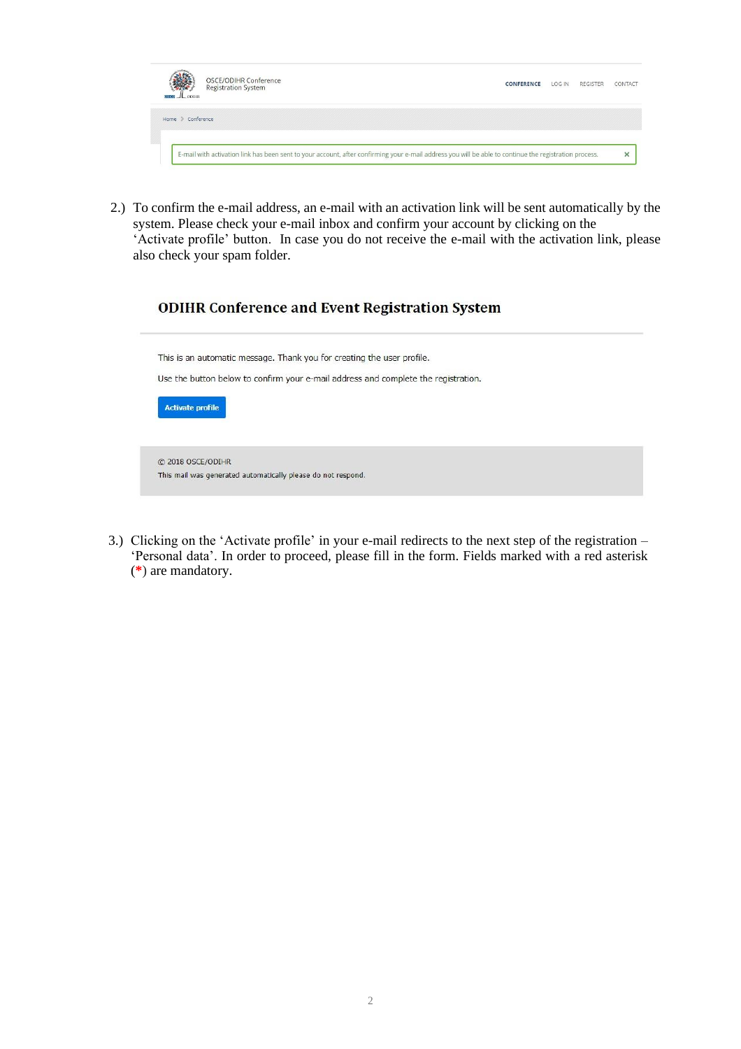OSCE/ODIHR Conference Registration System

CONFERENCE LOG IN REGISTER CONTACT

Home > Conference

E-mail with activation link has been sent to your account, after confirming your e-mail address you will be able to continue the registration process. ×

2.) To confirm the e-mail address, an e-mail with an activation link will be sent automatically by the system. Please check your e-mail inbox and confirm your account by clicking on the 'Activate profile' button. In case you do not receive the e-mail with the activation link, please also check your spam folder.

**ODIHR Conference and Event Registration System**

This is an automatic message. Thank you for creating the user profile.

Use the button below to confirm your e-mail address and complete the registration.

Activate profile

© 2018 OSCE/ODIHR
This mail was generated automatically please do not respond.

3.) Clicking on the 'Activate profile' in your e-mail redirects to the next step of the registration – 'Personal data'. In order to proceed, please fill in the form. Fields marked with a red asterisk (*) are mandatory.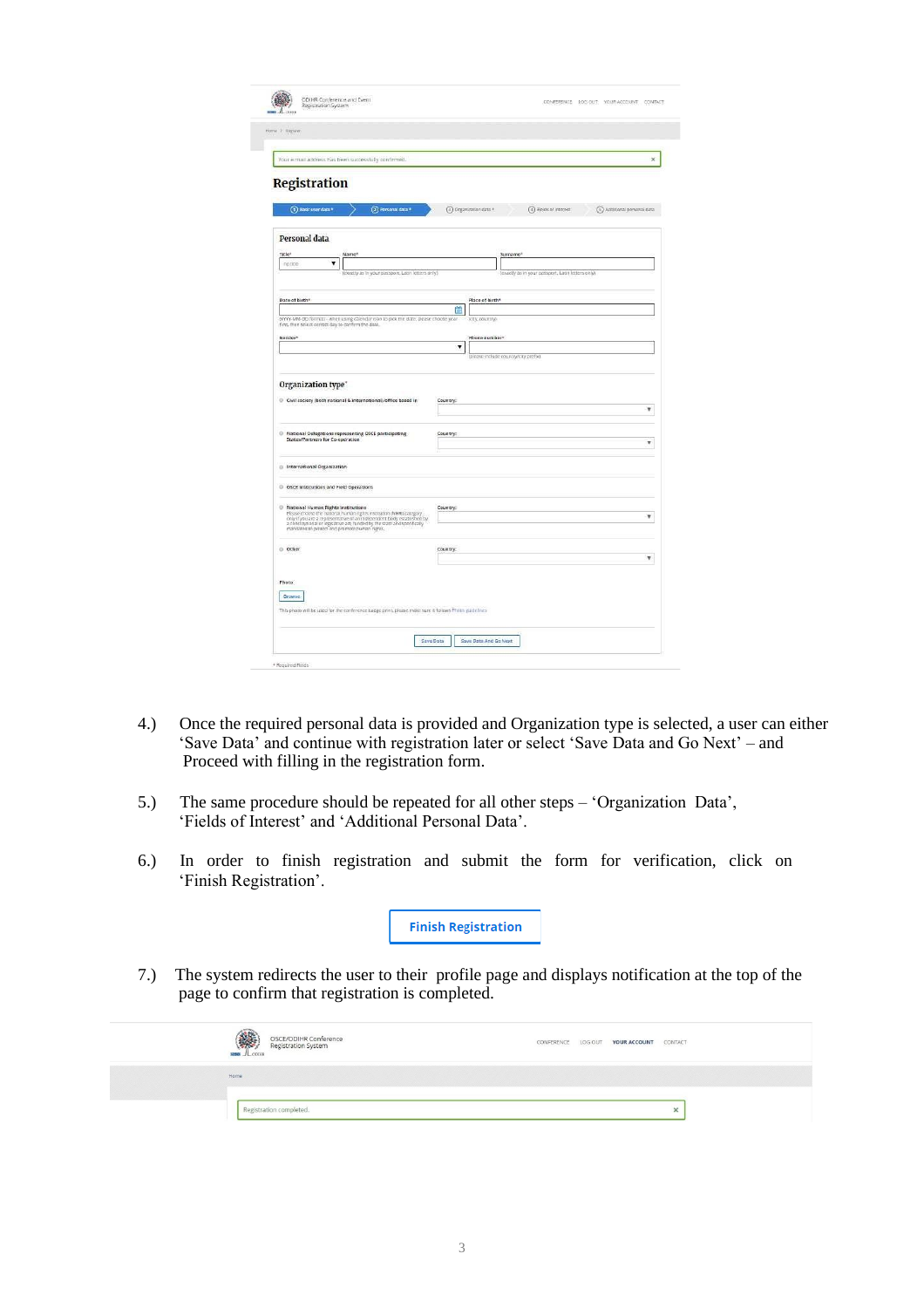4.) Once the required personal data is provided and Organization type is selected, a user can either ‘Save Data’ and continue with registration later or select ‘Save Data and Go Next’ – and Proceed with filling in the registration form.

5.) The same procedure should be repeated for all other steps – ‘Organization Data’, ‘Fields of Interest’ and ‘Additional Personal Data’.

6.) In order to finish registration and submit the form for verification, click on ‘Finish Registration’.

7.) The system redirects the user to their profile page and displays notification at the top of the page to confirm that registration is completed.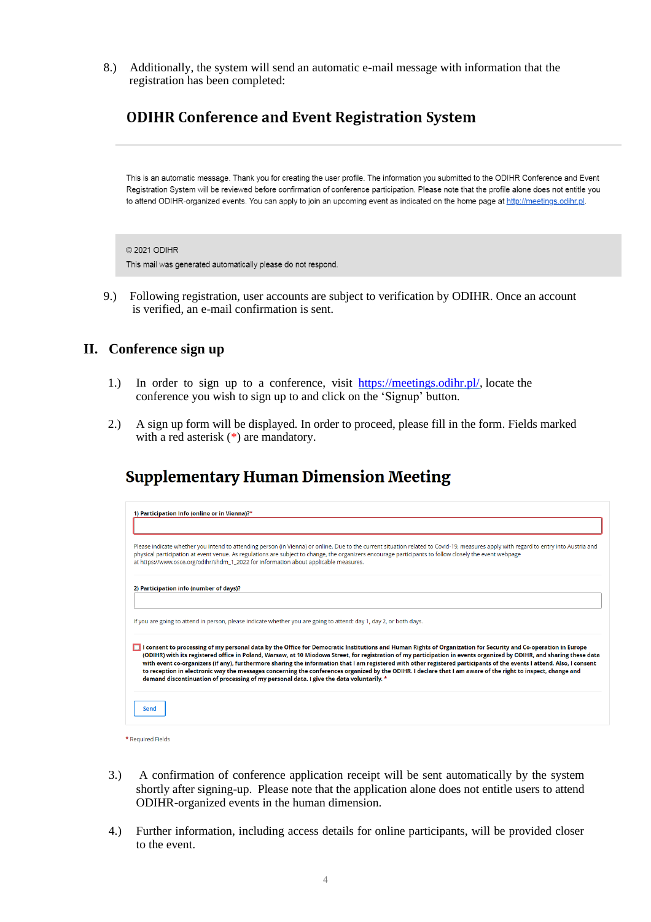8.) Additionally, the system will send an automatic e-mail message with information that the registration has been completed:

### ODIHR Conference and Event Registration System

This is an automatic message. Thank you for creating the user profile. The information you submitted to the ODIHR Conference and Event Registration System will be reviewed before confirmation of conference participation. Please note that the profile alone does not entitle you to attend ODIHR-organized events. You can apply to join an upcoming event as indicated on the home page at http://meetings.odihr.pl.

© 2021 ODIHR

This mail was generated automatically please do not respond.

9.) Following registration, user accounts are subject to verification by ODIHR. Once an account is verified, an e-mail confirmation is sent.

## II. Conference sign up

1.) In order to sign up to a conference, visit https://meetings.odihr.pl/, locate the conference you wish to sign up to and click on the 'Signup' button.

2.) A sign up form will be displayed. In order to proceed, please fill in the form. Fields marked with a red asterisk (*) are mandatory.

### Supplementary Human Dimension Meeting

**1) Participation Info (online or in Vienna)?***

Please indicate whether you intend to attending person (in Vienna) or online. Due to the current situation related to Covid-19, measures apply with regard to entry into Austria and physical participation at event venue. As regulations are subject to change, the organizers encourage participants to follow closely the event webpage at https://www.osce.org/odihr/shdm_1_2022 for information about applicable measures.

**2) Participation info (number of days)?**

If you are going to attend in person, please indicate whether you are going to attend: day 1, day 2, or both days.

**I consent to processing of my personal data by the Office for Democratic Institutions and Human Rights of Organization for Security and Co-operation in Europe (ODIHR) with its registered office in Poland, Warsaw, at 10 Miodowa Street, for registration of my participation in events organized by ODIHR, and sharing these data with event co-organizers (if any), furthermore sharing the information that I am registered with other registered participants of the events I attend. Also, I consent to reception in electronic way the messages concerning the conferences organized by the ODIHR. I declare that I am aware of the right to inspect, change and demand discontinuation of processing of my personal data. I give the data voluntarily. ***

Send

* Required Fields

3.) A confirmation of conference application receipt will be sent automatically by the system shortly after signing-up. Please note that the application alone does not entitle users to attend ODIHR-organized events in the human dimension.

4.) Further information, including access details for online participants, will be provided closer to the event.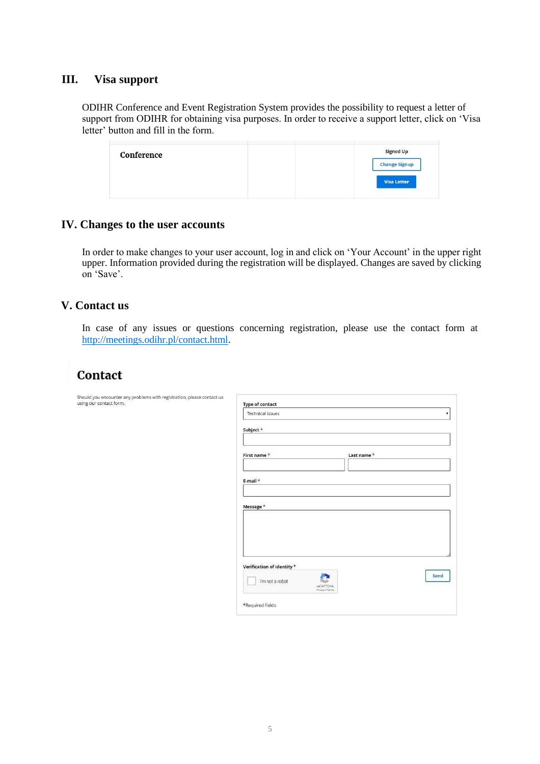## III. Visa support

ODIHR Conference and Event Registration System provides the possibility to request a letter of support from ODIHR for obtaining visa purposes. In order to receive a support letter, click on 'Visa letter' button and fill in the form.

| | | | |
|---|---|---|---|
| Conference | | | Signed Up<br>Change Signup<br>Visa Letter |

## IV. Changes to the user accounts

In order to make changes to your user account, log in and click on 'Your Account' in the upper right upper. Information provided during the registration will be displayed. Changes are saved by clicking on 'Save'.

## V. Contact us

In case of any issues or questions concerning registration, please use the contact form at http://meetings.odihr.pl/contact.html.

### Contact

Should you encounter any problems with registration, please contact us using our contact form.

Type of contact

Technical issues

Subject *

First name *

Last name *

E-mail *

Message *

Verification of identity *

I'm not a robot

Send

*Required fields